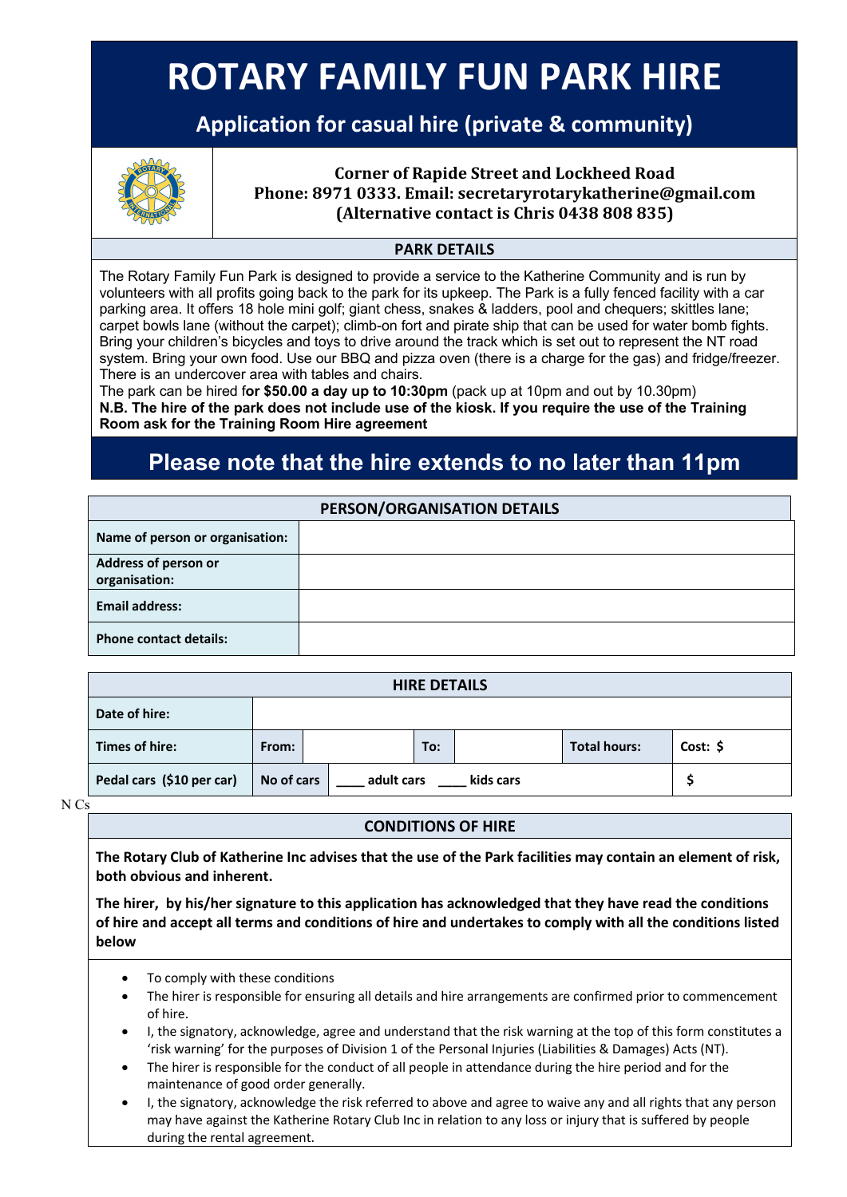# ROTARY FAMILY FUN PARK HIRE

## Application for casual hire (private & community)

**Corner of Rapide Street and Lockheed Road**
**Phone: 8971 0333. Email: secretaryrotarykatherine@gmail.com**
**(Alternative contact is Chris 0438 808 835)**

### PARK DETAILS

The Rotary Family Fun Park is designed to provide a service to the Katherine Community and is run by volunteers with all profits going back to the park for its upkeep. The Park is a fully fenced facility with a car parking area. It offers 18 hole mini golf; giant chess, snakes & ladders, pool and chequers; skittles lane; carpet bowls lane (without the carpet); climb-on fort and pirate ship that can be used for water bomb fights. Bring your children's bicycles and toys to drive around the track which is set out to represent the NT road system. Bring your own food. Use our BBQ and pizza oven (there is a charge for the gas) and fridge/freezer. There is an undercover area with tables and chairs.

The park can be hired f**or $50.00 a day up to 10:30pm** (pack up at 10pm and out by 10.30pm)

**N.B. The hire of the park does not include use of the kiosk. If you require the use of the Training Room ask for the Training Room Hire agreement**

## Please note that the hire extends to no later than 11pm

| PERSON/ORGANISATION DETAILS | |
|---|---|
| **Name of person or organisation:** | |
| **Address of person or organisation:** | |
| **Email address:** | |
| **Phone contact details:** | |

| HIRE DETAILS | | | | | | | |
|---|---|---|---|---|---|---|---|
| **Date of hire:** | | | | | | | |
| **Times of hire:** | **From:** | | **To:** | | **Total hours:** | **Cost: $** | |
| **Pedal cars ($10 per car)** | **No of cars** | **\_\_\_\_ adult cars \_\_\_\_ kids cars** | | | | **$** | |

N Cs

### CONDITIONS OF HIRE

**The Rotary Club of Katherine Inc advises that the use of the Park facilities may contain an element of risk, both obvious and inherent.**

**The hirer, by his/her signature to this application has acknowledged that they have read the conditions of hire and accept all terms and conditions of hire and undertakes to comply with all the conditions listed below**

- To comply with these conditions
- The hirer is responsible for ensuring all details and hire arrangements are confirmed prior to commencement of hire.
- I, the signatory, acknowledge, agree and understand that the risk warning at the top of this form constitutes a 'risk warning' for the purposes of Division 1 of the Personal Injuries (Liabilities & Damages) Acts (NT).
- The hirer is responsible for the conduct of all people in attendance during the hire period and for the maintenance of good order generally.
- I, the signatory, acknowledge the risk referred to above and agree to waive any and all rights that any person may have against the Katherine Rotary Club Inc in relation to any loss or injury that is suffered by people during the rental agreement.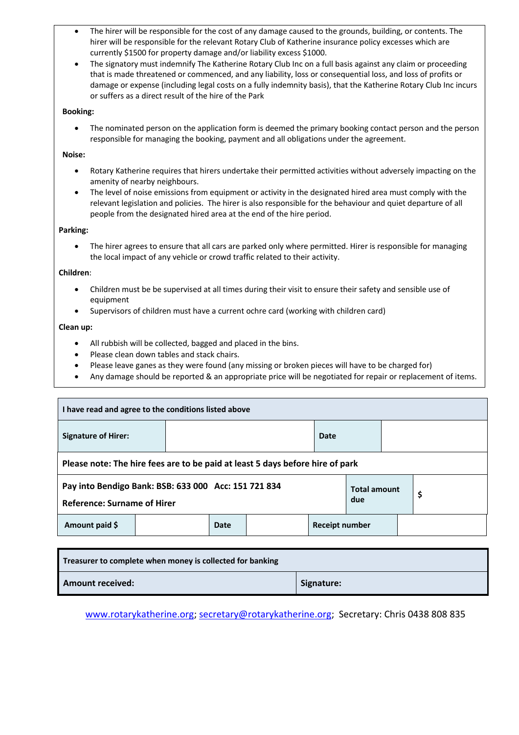- The hirer will be responsible for the cost of any damage caused to the grounds, building, or contents. The hirer will be responsible for the relevant Rotary Club of Katherine insurance policy excesses which are currently $1500 for property damage and/or liability excess $1000.
- The signatory must indemnify The Katherine Rotary Club Inc on a full basis against any claim or proceeding that is made threatened or commenced, and any liability, loss or consequential loss, and loss of profits or damage or expense (including legal costs on a fully indemnity basis), that the Katherine Rotary Club Inc incurs or suffers as a direct result of the hire of the Park

**Booking:**

- The nominated person on the application form is deemed the primary booking contact person and the person responsible for managing the booking, payment and all obligations under the agreement.

**Noise:**

- Rotary Katherine requires that hirers undertake their permitted activities without adversely impacting on the amenity of nearby neighbours.
- The level of noise emissions from equipment or activity in the designated hired area must comply with the relevant legislation and policies. The hirer is also responsible for the behaviour and quiet departure of all people from the designated hired area at the end of the hire period.

**Parking:**

- The hirer agrees to ensure that all cars are parked only where permitted. Hirer is responsible for managing the local impact of any vehicle or crowd traffic related to their activity.

**Children**:

- Children must be be supervised at all times during their visit to ensure their safety and sensible use of equipment
- Supervisors of children must have a current ochre card (working with children card)

**Clean up:**

- All rubbish will be collected, bagged and placed in the bins.
- Please clean down tables and stack chairs.
- Please leave ganes as they were found (any missing or broken pieces will have to be charged for)
- Any damage should be reported & an appropriate price will be negotiated for repair or replacement of items.

| | | | |
|---|---|---|---|
| **I have read and agree to the conditions listed above** | | | |
| **Signature of Hirer:** | | **Date** | |
| **Please note: The hire fees are to be paid at least 5 days before hire of park** | | | |
| **Pay into Bendigo Bank: BSB: 633 000 Acc: 151 721 834**<br>**Reference: Surname of Hirer** | | **Total amount due** | **$** |

| | | | | | |
|---|---|---|---|---|---|
| **Amount paid $** | | **Date** | | **Receipt number** | |

| | |
|---|---|
| **Treasurer to complete when money is collected for banking** | |
| **Amount received:** | **Signature:** |

www.rotarykatherine.org; secretary@rotarykatherine.org; Secretary: Chris 0438 808 835